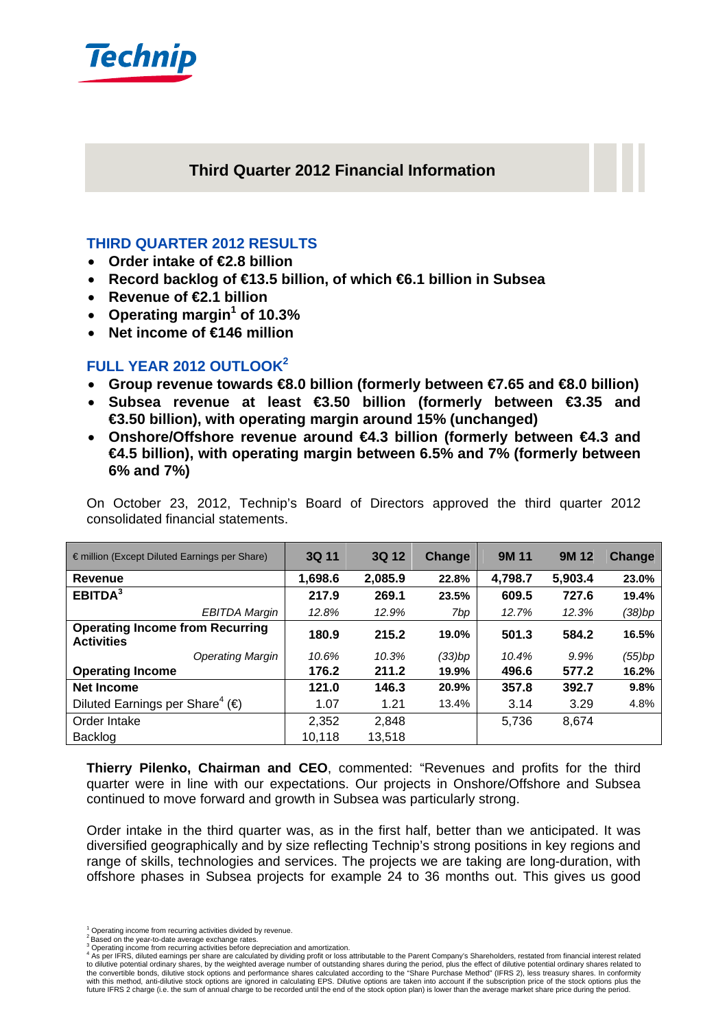Technip

# Third Quarter 2012 Financial Information

## THIRD QUARTER 2012 RESULTS

- **Order intake of €2.8 billion**
- **Record backlog of €13.5 billion, of which €6.1 billion in Subsea**
- **Revenue of €2.1 billion**
- **Operating margin[1] of 10.3%**
- **Net income of €146 million**

## FULL YEAR 2012 OUTLOOK[2]

- **Group revenue towards €8.0 billion (formerly between €7.65 and €8.0 billion)**
- **Subsea revenue at least €3.50 billion (formerly between €3.35 and €3.50 billion), with operating margin around 15% (unchanged)**
- **Onshore/Offshore revenue around €4.3 billion (formerly between €4.3 and €4.5 billion), with operating margin between 6.5% and 7% (formerly between 6% and 7%)**

On October 23, 2012, Technip's Board of Directors approved the third quarter 2012 consolidated financial statements.

| € million (Except Diluted Earnings per Share) | 3Q 11 | 3Q 12 | Change | 9M 11 | 9M 12 | Change |
|---|---|---|---|---|---|---|
| **Revenue** | **1,698.6** | **2,085.9** | **22.8%** | **4,798.7** | **5,903.4** | **23.0%** |
| **EBITDA[3]** | **217.9** | **269.1** | **23.5%** | **609.5** | **727.6** | **19.4%** |
| *EBITDA Margin* | *12.8%* | *12.9%* | *7bp* | *12.7%* | *12.3%* | *(38)bp* |
| **Operating Income from Recurring Activities** | **180.9** | **215.2** | **19.0%** | **501.3** | **584.2** | **16.5%** |
| *Operating Margin* | *10.6%* | *10.3%* | *(33)bp* | *10.4%* | *9.9%* | *(55)bp* |
| **Operating Income** | **176.2** | **211.2** | **19.9%** | **496.6** | **577.2** | **16.2%** |
| **Net Income** | **121.0** | **146.3** | **20.9%** | **357.8** | **392.7** | **9.8%** |
| Diluted Earnings per Share[4] (€) | 1.07 | 1.21 | 13.4% | 3.14 | 3.29 | 4.8% |
| Order Intake | 2,352 | 2,848 | | 5,736 | 8,674 | |
| Backlog | 10,118 | 13,518 | | | | |

**Thierry Pilenko, Chairman and CEO**, commented: "Revenues and profits for the third quarter were in line with our expectations. Our projects in Onshore/Offshore and Subsea continued to move forward and growth in Subsea was particularly strong.

Order intake in the third quarter was, as in the first half, better than we anticipated. It was diversified geographically and by size reflecting Technip's strong positions in key regions and range of skills, technologies and services. The projects we are taking are long-duration, with offshore phases in Subsea projects for example 24 to 36 months out. This gives us good

[1] Operating income from recurring activities divided by revenue.
[2] Based on the year-to-date average exchange rates.
[3] Operating income from recurring activities before depreciation and amortization.
[4] As per IFRS, diluted earnings per share are calculated by dividing profit or loss attributable to the Parent Company's Shareholders, restated from financial interest related to dilutive potential ordinary shares, by the weighted average number of outstanding shares during the period, plus the effect of dilutive potential ordinary shares related to the convertible bonds, dilutive stock options and performance shares calculated according to the "Share Purchase Method" (IFRS 2), less treasury shares. In conformity with this method, anti-dilutive stock options are ignored in calculating EPS. Dilutive options are taken into account if the subscription price of the stock options plus the future IFRS 2 charge (i.e. the sum of annual charge to be recorded until the end of the stock option plan) is lower than the average market share price during the period.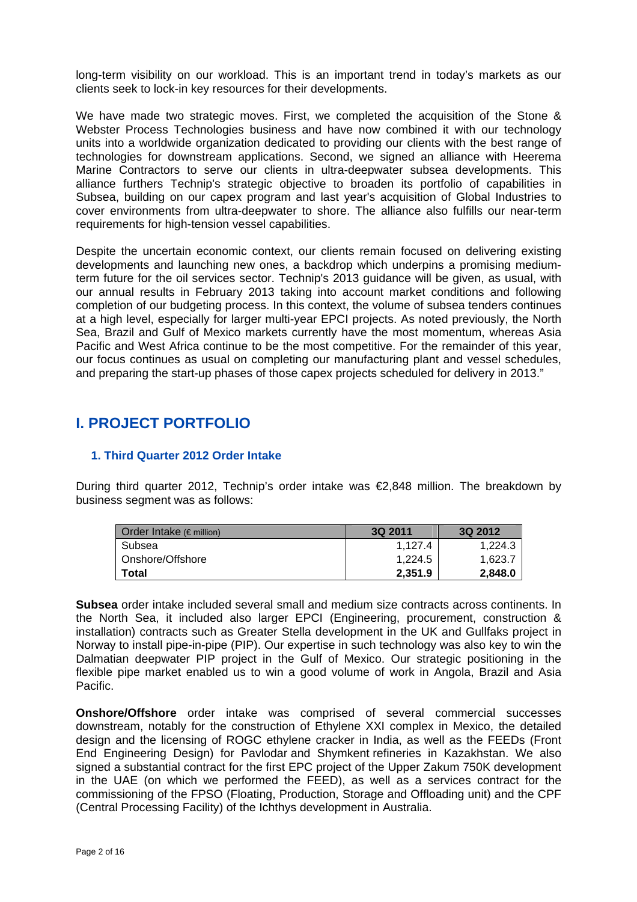long-term visibility on our workload. This is an important trend in today's markets as our clients seek to lock-in key resources for their developments.

We have made two strategic moves. First, we completed the acquisition of the Stone & Webster Process Technologies business and have now combined it with our technology units into a worldwide organization dedicated to providing our clients with the best range of technologies for downstream applications. Second, we signed an alliance with Heerema Marine Contractors to serve our clients in ultra-deepwater subsea developments. This alliance furthers Technip's strategic objective to broaden its portfolio of capabilities in Subsea, building on our capex program and last year's acquisition of Global Industries to cover environments from ultra-deepwater to shore. The alliance also fulfills our near-term requirements for high-tension vessel capabilities.

Despite the uncertain economic context, our clients remain focused on delivering existing developments and launching new ones, a backdrop which underpins a promising medium-term future for the oil services sector. Technip's 2013 guidance will be given, as usual, with our annual results in February 2013 taking into account market conditions and following completion of our budgeting process. In this context, the volume of subsea tenders continues at a high level, especially for larger multi-year EPCI projects. As noted previously, the North Sea, Brazil and Gulf of Mexico markets currently have the most momentum, whereas Asia Pacific and West Africa continue to be the most competitive. For the remainder of this year, our focus continues as usual on completing our manufacturing plant and vessel schedules, and preparing the start-up phases of those capex projects scheduled for delivery in 2013."

# I. PROJECT PORTFOLIO

## 1. Third Quarter 2012 Order Intake

During third quarter 2012, Technip's order intake was €2,848 million. The breakdown by business segment was as follows:

| Order Intake (€ million) | 3Q 2011 | 3Q 2012 |
|---|---|---|
| Subsea | 1,127.4 | 1,224.3 |
| Onshore/Offshore | 1,224.5 | 1,623.7 |
| **Total** | **2,351.9** | **2,848.0** |

**Subsea** order intake included several small and medium size contracts across continents. In the North Sea, it included also larger EPCI (Engineering, procurement, construction & installation) contracts such as Greater Stella development in the UK and Gullfaks project in Norway to install pipe-in-pipe (PIP). Our expertise in such technology was also key to win the Dalmatian deepwater PIP project in the Gulf of Mexico. Our strategic positioning in the flexible pipe market enabled us to win a good volume of work in Angola, Brazil and Asia Pacific.

**Onshore/Offshore** order intake was comprised of several commercial successes downstream, notably for the construction of Ethylene XXI complex in Mexico, the detailed design and the licensing of ROGC ethylene cracker in India, as well as the FEEDs (Front End Engineering Design) for Pavlodar and Shymkent refineries in Kazakhstan. We also signed a substantial contract for the first EPC project of the Upper Zakum 750K development in the UAE (on which we performed the FEED), as well as a services contract for the commissioning of the FPSO (Floating, Production, Storage and Offloading unit) and the CPF (Central Processing Facility) of the Ichthys development in Australia.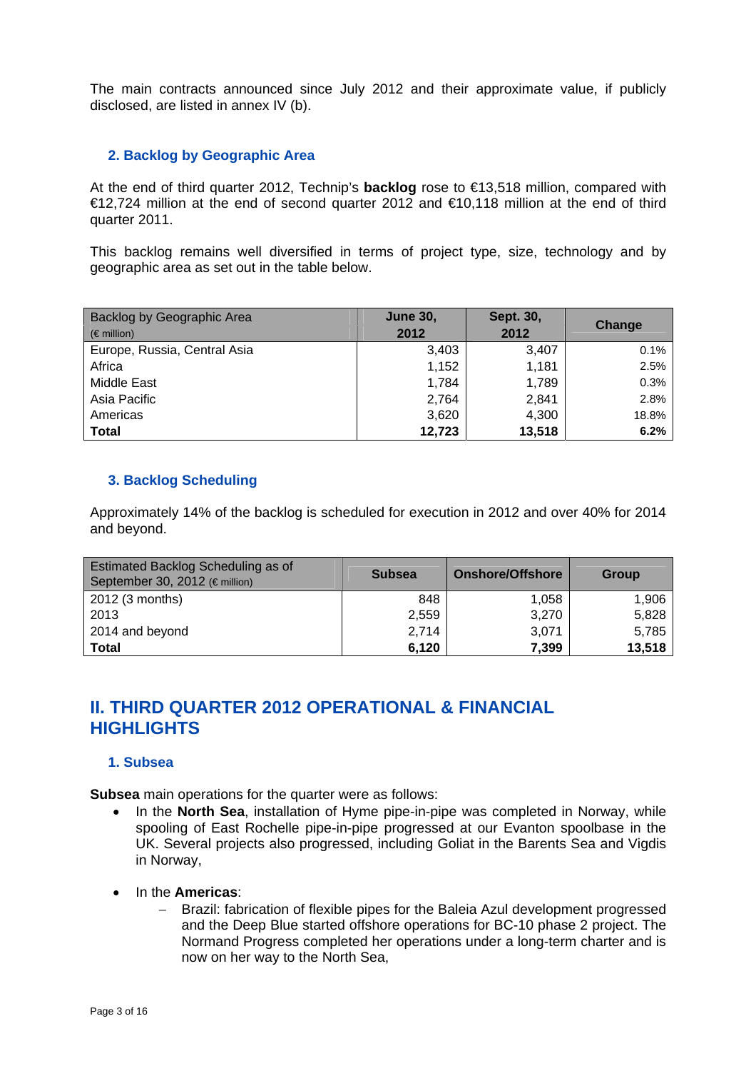The main contracts announced since July 2012 and their approximate value, if publicly disclosed, are listed in annex IV (b).

### 2. Backlog by Geographic Area

At the end of third quarter 2012, Technip's **backlog** rose to €13,518 million, compared with €12,724 million at the end of second quarter 2012 and €10,118 million at the end of third quarter 2011.

This backlog remains well diversified in terms of project type, size, technology and by geographic area as set out in the table below.

| Backlog by Geographic Area (€ million) | June 30, 2012 | Sept. 30, 2012 | Change |
|---|---|---|---|
| Europe, Russia, Central Asia | 3,403 | 3,407 | 0.1% |
| Africa | 1,152 | 1,181 | 2.5% |
| Middle East | 1,784 | 1,789 | 0.3% |
| Asia Pacific | 2,764 | 2,841 | 2.8% |
| Americas | 3,620 | 4,300 | 18.8% |
| **Total** | **12,723** | **13,518** | **6.2%** |

### 3. Backlog Scheduling

Approximately 14% of the backlog is scheduled for execution in 2012 and over 40% for 2014 and beyond.

| Estimated Backlog Scheduling as of September 30, 2012 (€ million) | Subsea | Onshore/Offshore | Group |
|---|---|---|---|
| 2012 (3 months) | 848 | 1,058 | 1,906 |
| 2013 | 2,559 | 3,270 | 5,828 |
| 2014 and beyond | 2,714 | 3,071 | 5,785 |
| **Total** | **6,120** | **7,399** | **13,518** |

## II. THIRD QUARTER 2012 OPERATIONAL & FINANCIAL HIGHLIGHTS

### 1. Subsea

**Subsea** main operations for the quarter were as follows:

- In the **North Sea**, installation of Hyme pipe-in-pipe was completed in Norway, while spooling of East Rochelle pipe-in-pipe progressed at our Evanton spoolbase in the UK. Several projects also progressed, including Goliat in the Barents Sea and Vigdis in Norway,

- In the **Americas**:
  - Brazil: fabrication of flexible pipes for the Baleia Azul development progressed and the Deep Blue started offshore operations for BC-10 phase 2 project. The Normand Progress completed her operations under a long-term charter and is now on her way to the North Sea,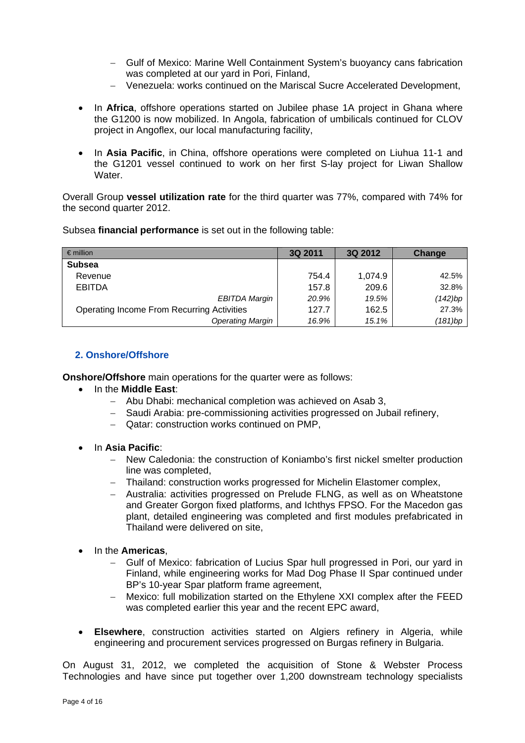- Gulf of Mexico: Marine Well Containment System's buoyancy cans fabrication was completed at our yard in Pori, Finland,
  - Venezuela: works continued on the Mariscal Sucre Accelerated Development,

- In **Africa**, offshore operations started on Jubilee phase 1A project in Ghana where the G1200 is now mobilized. In Angola, fabrication of umbilicals continued for CLOV project in Angoflex, our local manufacturing facility,

- In **Asia Pacific**, in China, offshore operations were completed on Liuhua 11-1 and the G1201 vessel continued to work on her first S-lay project for Liwan Shallow Water.

Overall Group **vessel utilization rate** for the third quarter was 77%, compared with 74% for the second quarter 2012.

Subsea **financial performance** is set out in the following table:

| € million | 3Q 2011 | 3Q 2012 | Change |
|---|---|---|---|
| **Subsea** | | | |
| Revenue | 754.4 | 1,074.9 | 42.5% |
| EBITDA | 157.8 | 209.6 | 32.8% |
| *EBITDA Margin* | *20.9%* | *19.5%* | *(142)bp* |
| Operating Income From Recurring Activities | 127.7 | 162.5 | 27.3% |
| *Operating Margin* | *16.9%* | *15.1%* | *(181)bp* |

## 2. Onshore/Offshore

**Onshore/Offshore** main operations for the quarter were as follows:

- In the **Middle East**:
  - Abu Dhabi: mechanical completion was achieved on Asab 3,
  - Saudi Arabia: pre-commissioning activities progressed on Jubail refinery,
  - Qatar: construction works continued on PMP,

- In **Asia Pacific**:
  - New Caledonia: the construction of Koniambo's first nickel smelter production line was completed,
  - Thailand: construction works progressed for Michelin Elastomer complex,
  - Australia: activities progressed on Prelude FLNG, as well as on Wheatstone and Greater Gorgon fixed platforms, and Ichthys FPSO. For the Macedon gas plant, detailed engineering was completed and first modules prefabricated in Thailand were delivered on site,

- In the **Americas**,
  - Gulf of Mexico: fabrication of Lucius Spar hull progressed in Pori, our yard in Finland, while engineering works for Mad Dog Phase II Spar continued under BP's 10-year Spar platform frame agreement,
  - Mexico: full mobilization started on the Ethylene XXI complex after the FEED was completed earlier this year and the recent EPC award,

- **Elsewhere**, construction activities started on Algiers refinery in Algeria, while engineering and procurement services progressed on Burgas refinery in Bulgaria.

On August 31, 2012, we completed the acquisition of Stone & Webster Process Technologies and have since put together over 1,200 downstream technology specialists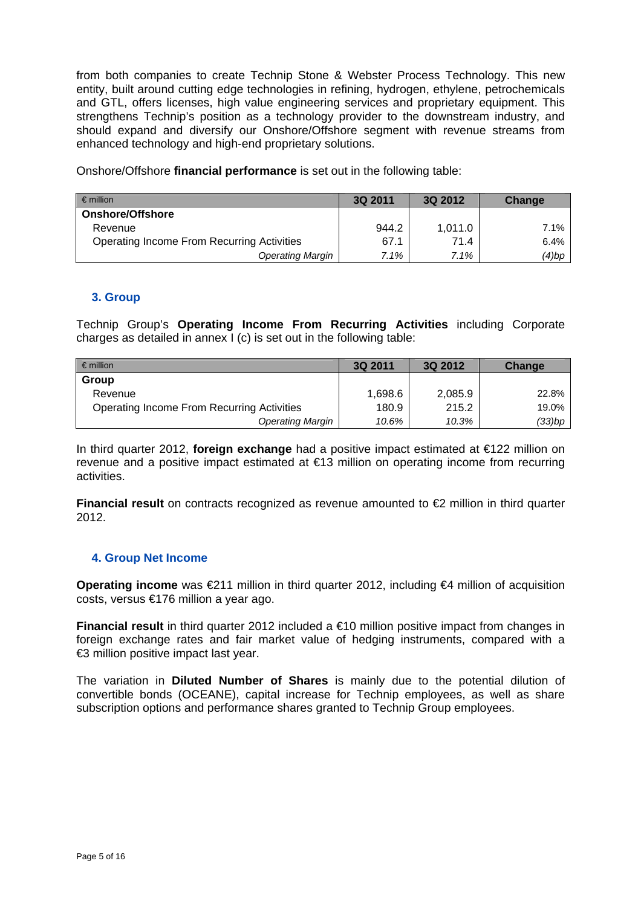from both companies to create Technip Stone & Webster Process Technology. This new entity, built around cutting edge technologies in refining, hydrogen, ethylene, petrochemicals and GTL, offers licenses, high value engineering services and proprietary equipment. This strengthens Technip's position as a technology provider to the downstream industry, and should expand and diversify our Onshore/Offshore segment with revenue streams from enhanced technology and high-end proprietary solutions.

Onshore/Offshore **financial performance** is set out in the following table:

| € million | 3Q 2011 | 3Q 2012 | Change |
|---|---|---|---|
| **Onshore/Offshore** | | | |
| Revenue | 944.2 | 1,011.0 | 7.1% |
| Operating Income From Recurring Activities | 67.1 | 71.4 | 6.4% |
| *Operating Margin* | *7.1%* | *7.1%* | *(4)bp* |

## 3. Group

Technip Group's **Operating Income From Recurring Activities** including Corporate charges as detailed in annex I (c) is set out in the following table:

| € million | 3Q 2011 | 3Q 2012 | Change |
|---|---|---|---|
| **Group** | | | |
| Revenue | 1,698.6 | 2,085.9 | 22.8% |
| Operating Income From Recurring Activities | 180.9 | 215.2 | 19.0% |
| *Operating Margin* | *10.6%* | *10.3%* | *(33)bp* |

In third quarter 2012, **foreign exchange** had a positive impact estimated at €122 million on revenue and a positive impact estimated at €13 million on operating income from recurring activities.

**Financial result** on contracts recognized as revenue amounted to €2 million in third quarter 2012.

## 4. Group Net Income

**Operating income** was €211 million in third quarter 2012, including €4 million of acquisition costs, versus €176 million a year ago.

**Financial result** in third quarter 2012 included a €10 million positive impact from changes in foreign exchange rates and fair market value of hedging instruments, compared with a €3 million positive impact last year.

The variation in **Diluted Number of Shares** is mainly due to the potential dilution of convertible bonds (OCEANE), capital increase for Technip employees, as well as share subscription options and performance shares granted to Technip Group employees.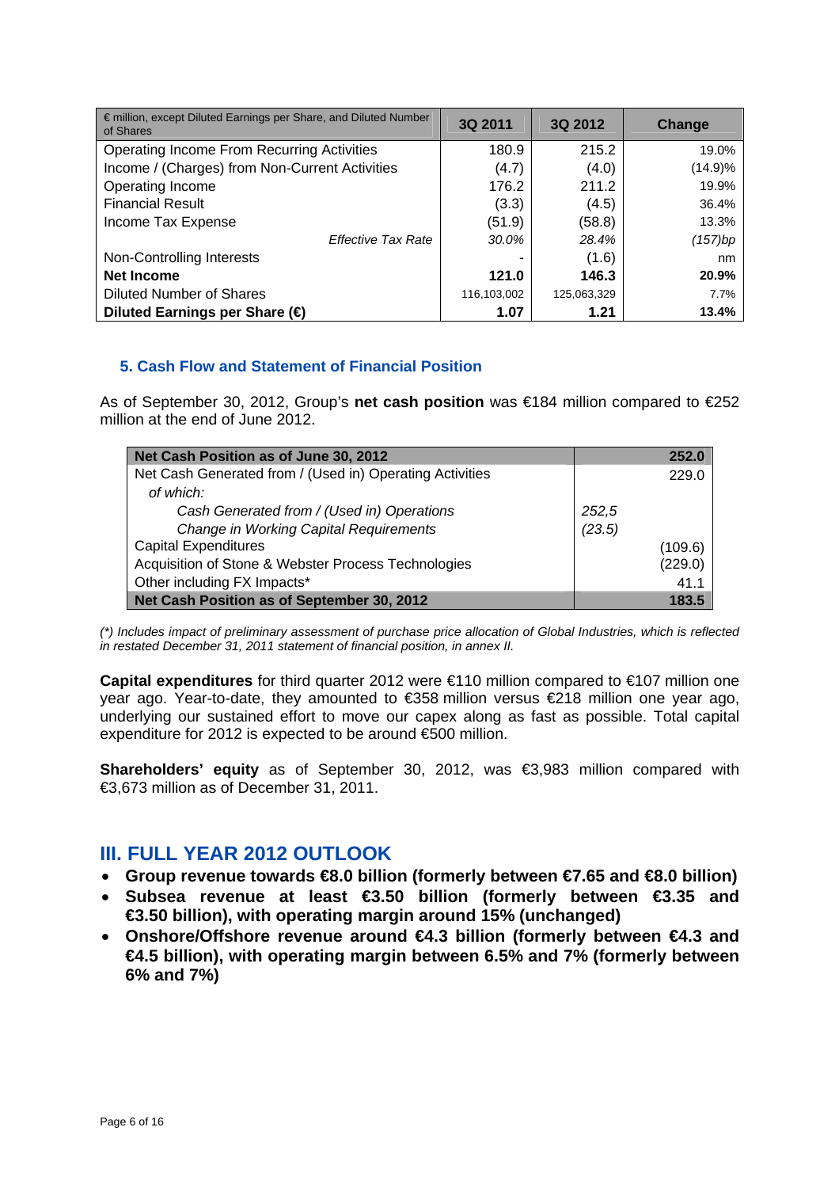| € million, except Diluted Earnings per Share, and Diluted Number of Shares | 3Q 2011 | 3Q 2012 | Change |
|---|---|---|---|
| Operating Income From Recurring Activities | 180.9 | 215.2 | 19.0% |
| Income / (Charges) from Non-Current Activities | (4.7) | (4.0) | (14.9)% |
| Operating Income | 176.2 | 211.2 | 19.9% |
| Financial Result | (3.3) | (4.5) | 36.4% |
| Income Tax Expense | (51.9) | (58.8) | 13.3% |
| *Effective Tax Rate* | *30.0%* | *28.4%* | *(157)bp* |
| Non-Controlling Interests | - | (1.6) | nm |
| **Net Income** | **121.0** | **146.3** | **20.9%** |
| Diluted Number of Shares | 116,103,002 | 125,063,329 | 7.7% |
| **Diluted Earnings per Share (€)** | **1.07** | **1.21** | **13.4%** |

### 5. Cash Flow and Statement of Financial Position

As of September 30, 2012, Group's **net cash position** was €184 million compared to €252 million at the end of June 2012.

| **Net Cash Position as of June 30, 2012** | | **252.0** |
|---|---|---|
| Net Cash Generated from / (Used in) Operating Activities | | 229.0 |
| *of which:* | | |
| *Cash Generated from / (Used in) Operations* | *252,5* | |
| *Change in Working Capital Requirements* | *(23.5)* | |
| Capital Expenditures | | (109.6) |
| Acquisition of Stone & Webster Process Technologies | | (229.0) |
| Other including FX Impacts* | | 41.1 |
| **Net Cash Position as of September 30, 2012** | | **183.5** |

*(\*) Includes impact of preliminary assessment of purchase price allocation of Global Industries, which is reflected in restated December 31, 2011 statement of financial position, in annex II.*

**Capital expenditures** for third quarter 2012 were €110 million compared to €107 million one year ago. Year-to-date, they amounted to €358 million versus €218 million one year ago, underlying our sustained effort to move our capex along as fast as possible. Total capital expenditure for 2012 is expected to be around €500 million.

**Shareholders' equity** as of September 30, 2012, was €3,983 million compared with €3,673 million as of December 31, 2011.

## III. FULL YEAR 2012 OUTLOOK

- **Group revenue towards €8.0 billion (formerly between €7.65 and €8.0 billion)**
- **Subsea revenue at least €3.50 billion (formerly between €3.35 and €3.50 billion), with operating margin around 15% (unchanged)**
- **Onshore/Offshore revenue around €4.3 billion (formerly between €4.3 and €4.5 billion), with operating margin between 6.5% and 7% (formerly between 6% and 7%)**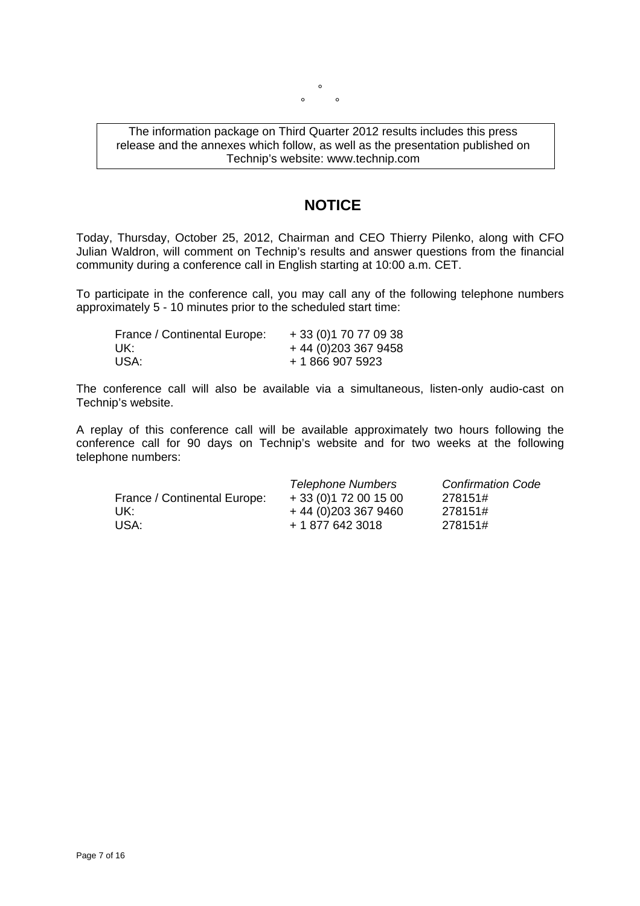°

°      °

The information package on Third Quarter 2012 results includes this press release and the annexes which follow, as well as the presentation published on Technip's website: www.technip.com

## NOTICE

Today, Thursday, October 25, 2012, Chairman and CEO Thierry Pilenko, along with CFO Julian Waldron, will comment on Technip's results and answer questions from the financial community during a conference call in English starting at 10:00 a.m. CET.

To participate in the conference call, you may call any of the following telephone numbers approximately 5 - 10 minutes prior to the scheduled start time:

| | |
|---|---|
| France / Continental Europe: | + 33 (0)1 70 77 09 38 |
| UK: | + 44 (0)203 367 9458 |
| USA: | + 1 866 907 5923 |

The conference call will also be available via a simultaneous, listen-only audio-cast on Technip's website.

A replay of this conference call will be available approximately two hours following the conference call for 90 days on Technip's website and for two weeks at the following telephone numbers:

| | *Telephone Numbers* | *Confirmation Code* |
|---|---|---|
| France / Continental Europe: | + 33 (0)1 72 00 15 00 | 278151# |
| UK: | + 44 (0)203 367 9460 | 278151# |
| USA: | + 1 877 642 3018 | 278151# |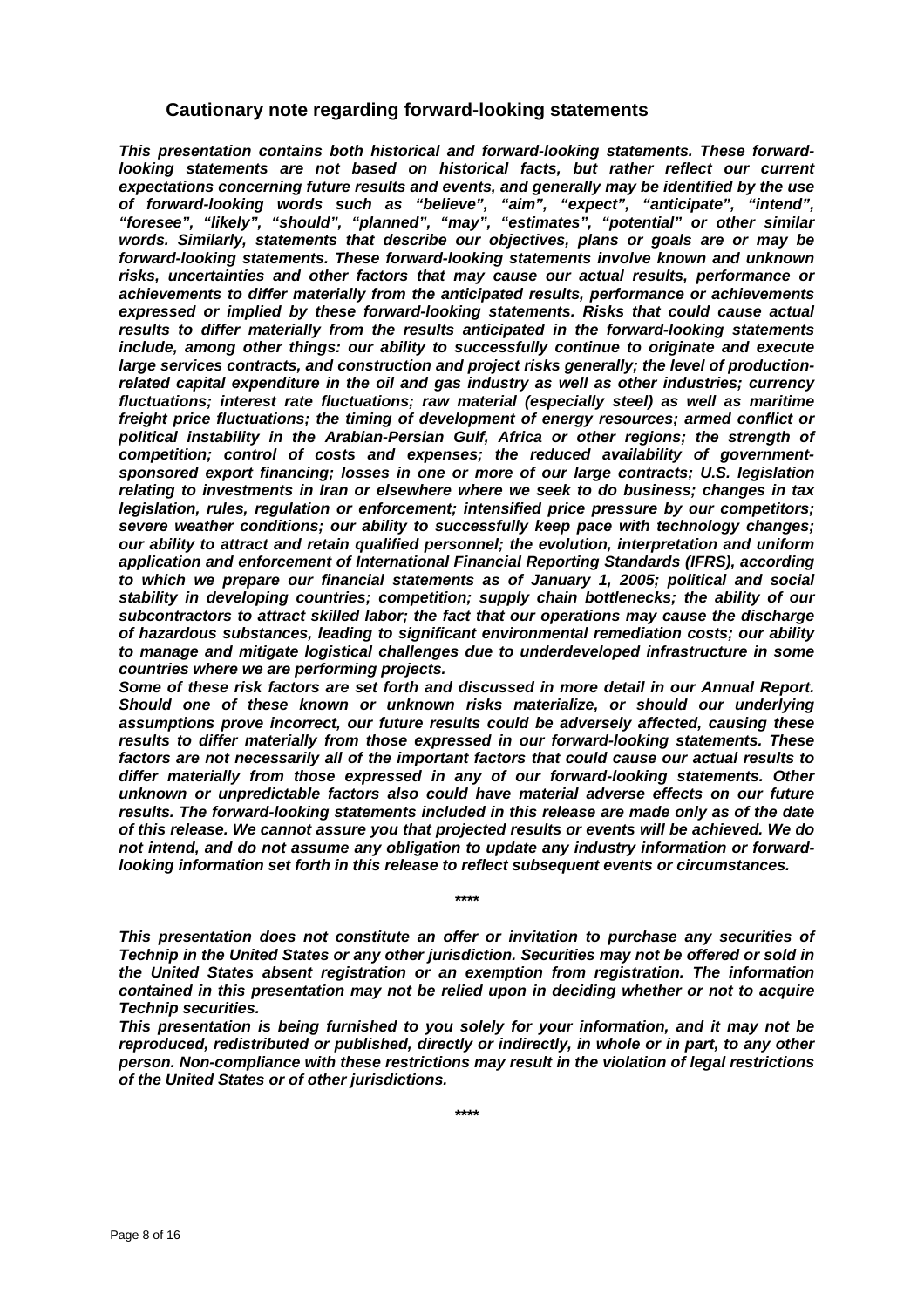## Cautionary note regarding forward-looking statements

***This presentation contains both historical and forward-looking statements. These forward-looking statements are not based on historical facts, but rather reflect our current expectations concerning future results and events, and generally may be identified by the use of forward-looking words such as "believe", "aim", "expect", "anticipate", "intend", "foresee", "likely", "should", "planned", "may", "estimates", "potential" or other similar words. Similarly, statements that describe our objectives, plans or goals are or may be forward-looking statements. These forward-looking statements involve known and unknown risks, uncertainties and other factors that may cause our actual results, performance or achievements to differ materially from the anticipated results, performance or achievements expressed or implied by these forward-looking statements. Risks that could cause actual results to differ materially from the results anticipated in the forward-looking statements include, among other things: our ability to successfully continue to originate and execute large services contracts, and construction and project risks generally; the level of production-related capital expenditure in the oil and gas industry as well as other industries; currency fluctuations; interest rate fluctuations; raw material (especially steel) as well as maritime freight price fluctuations; the timing of development of energy resources; armed conflict or political instability in the Arabian-Persian Gulf, Africa or other regions; the strength of competition; control of costs and expenses; the reduced availability of government-sponsored export financing; losses in one or more of our large contracts; U.S. legislation relating to investments in Iran or elsewhere where we seek to do business; changes in tax legislation, rules, regulation or enforcement; intensified price pressure by our competitors; severe weather conditions; our ability to successfully keep pace with technology changes; our ability to attract and retain qualified personnel; the evolution, interpretation and uniform application and enforcement of International Financial Reporting Standards (IFRS), according to which we prepare our financial statements as of January 1, 2005; political and social stability in developing countries; competition; supply chain bottlenecks; the ability of our subcontractors to attract skilled labor; the fact that our operations may cause the discharge of hazardous substances, leading to significant environmental remediation costs; our ability to manage and mitigate logistical challenges due to underdeveloped infrastructure in some countries where we are performing projects.***

***Some of these risk factors are set forth and discussed in more detail in our Annual Report. Should one of these known or unknown risks materialize, or should our underlying assumptions prove incorrect, our future results could be adversely affected, causing these results to differ materially from those expressed in our forward-looking statements. These factors are not necessarily all of the important factors that could cause our actual results to differ materially from those expressed in any of our forward-looking statements. Other unknown or unpredictable factors also could have material adverse effects on our future results. The forward-looking statements included in this release are made only as of the date of this release. We cannot assure you that projected results or events will be achieved. We do not intend, and do not assume any obligation to update any industry information or forward-looking information set forth in this release to reflect subsequent events or circumstances.***

****

***This presentation does not constitute an offer or invitation to purchase any securities of Technip in the United States or any other jurisdiction. Securities may not be offered or sold in the United States absent registration or an exemption from registration. The information contained in this presentation may not be relied upon in deciding whether or not to acquire Technip securities.***

***This presentation is being furnished to you solely for your information, and it may not be reproduced, redistributed or published, directly or indirectly, in whole or in part, to any other person. Non-compliance with these restrictions may result in the violation of legal restrictions of the United States or of other jurisdictions.***

****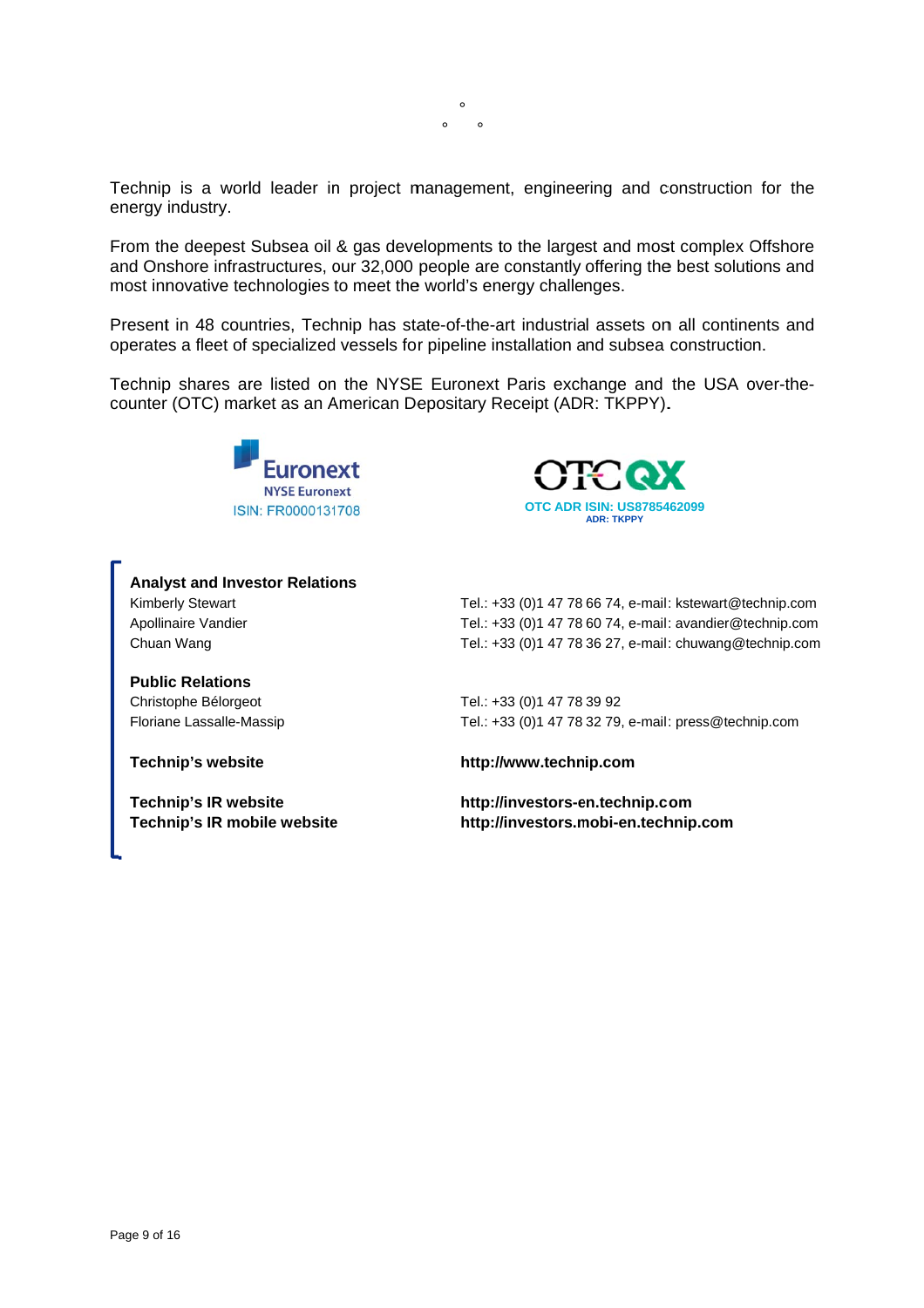°

° °

Technip is a world leader in project management, engineering and construction for the energy industry.

From the deepest Subsea oil & gas developments to the largest and most complex Offshore and Onshore infrastructures, our 32,000 people are constantly offering the best solutions and most innovative technologies to meet the world's energy challenges.

Present in 48 countries, Technip has state-of-the-art industrial assets on all continents and operates a fleet of specialized vessels for pipeline installation and subsea construction.

Technip shares are listed on the NYSE Euronext Paris exchange and the USA over-the-counter (OTC) market as an American Depositary Receipt (ADR: TKPPY).

Euronext
NYSE Euronext
ISIN: FR0000131708

OTCQX
OTC ADR ISIN: US8785462099
ADR: TKPPY

**Analyst and Investor Relations**

| | |
|---|---|
| Kimberly Stewart | Tel.: +33 (0)1 47 78 66 74, e-mail: kstewart@technip.com |
| Apollinaire Vandier | Tel.: +33 (0)1 47 78 60 74, e-mail: avandier@technip.com |
| Chuan Wang | Tel.: +33 (0)1 47 78 36 27, e-mail: chuwang@technip.com |

**Public Relations**

| | |
|---|---|
| Christophe Bélorgeot | Tel.: +33 (0)1 47 78 39 92 |
| Floriane Lassalle-Massip | Tel.: +33 (0)1 47 78 32 79, e-mail: press@technip.com |

**Technip's website** **http://www.technip.com**

**Technip's IR website** **http://investors-en.technip.com**
**Technip's IR mobile website** **http://investors.mobi-en.technip.com**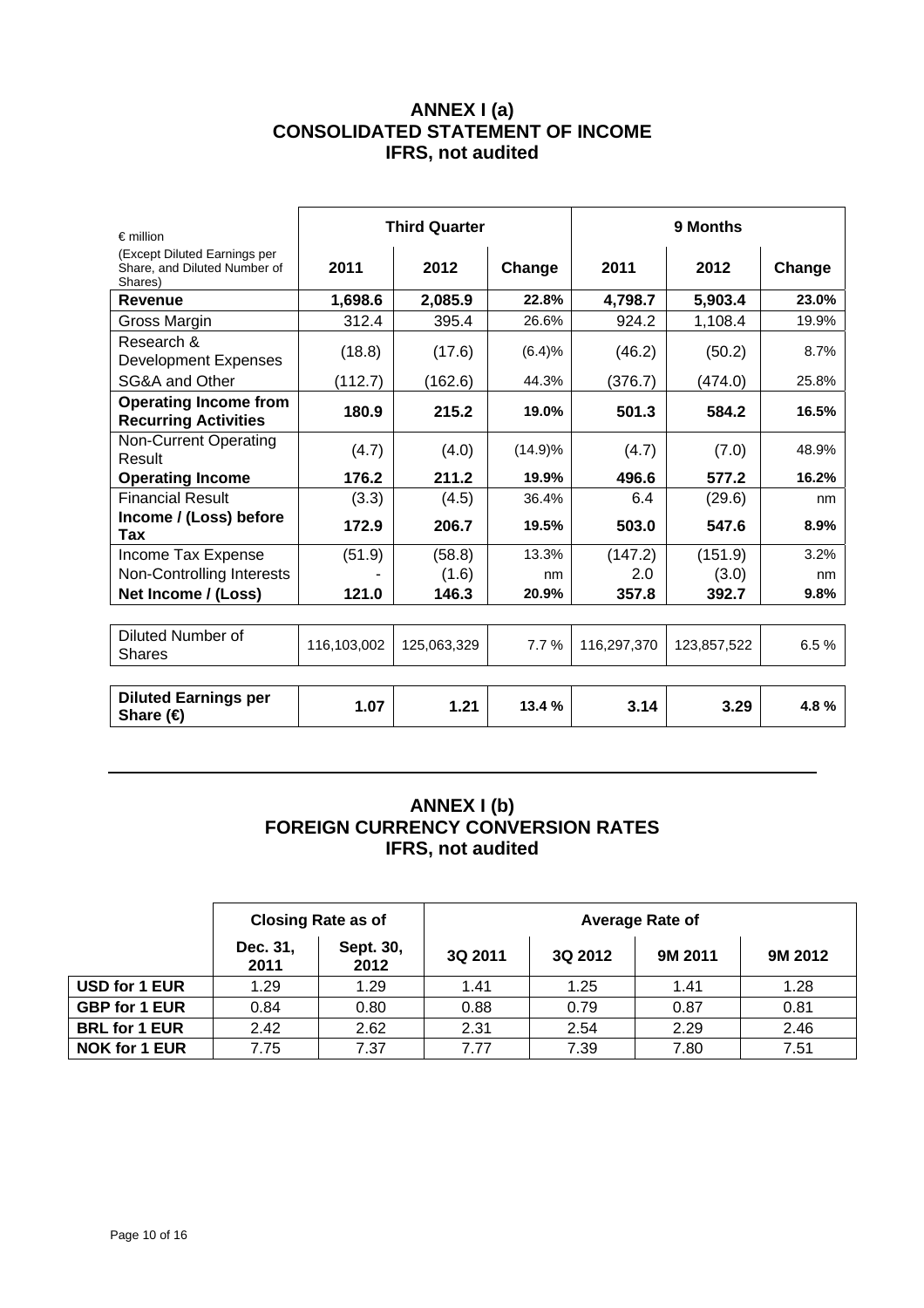## ANNEX I (a)
## CONSOLIDATED STATEMENT OF INCOME
## IFRS, not audited

| € million (Except Diluted Earnings per Share, and Diluted Number of Shares) | Third Quarter | | | 9 Months | | |
|---|---|---|---|---|---|---|
| | 2011 | 2012 | Change | 2011 | 2012 | Change |
| **Revenue** | **1,698.6** | **2,085.9** | **22.8%** | **4,798.7** | **5,903.4** | **23.0%** |
| Gross Margin | 312.4 | 395.4 | 26.6% | 924.2 | 1,108.4 | 19.9% |
| Research & Development Expenses | (18.8) | (17.6) | (6.4)% | (46.2) | (50.2) | 8.7% |
| SG&A and Other | (112.7) | (162.6) | 44.3% | (376.7) | (474.0) | 25.8% |
| **Operating Income from Recurring Activities** | **180.9** | **215.2** | **19.0%** | **501.3** | **584.2** | **16.5%** |
| Non-Current Operating Result | (4.7) | (4.0) | (14.9)% | (4.7) | (7.0) | 48.9% |
| **Operating Income** | **176.2** | **211.2** | **19.9%** | **496.6** | **577.2** | **16.2%** |
| Financial Result | (3.3) | (4.5) | 36.4% | 6.4 | (29.6) | nm |
| **Income / (Loss) before Tax** | **172.9** | **206.7** | **19.5%** | **503.0** | **547.6** | **8.9%** |
| Income Tax Expense | (51.9) | (58.8) | 13.3% | (147.2) | (151.9) | 3.2% |
| Non-Controlling Interests | - | (1.6) | nm | 2.0 | (3.0) | nm |
| **Net Income / (Loss)** | **121.0** | **146.3** | **20.9%** | **357.8** | **392.7** | **9.8%** |
| Diluted Number of Shares | 116,103,002 | 125,063,329 | 7.7 % | 116,297,370 | 123,857,522 | 6.5 % |
| **Diluted Earnings per Share (€)** | **1.07** | **1.21** | **13.4 %** | **3.14** | **3.29** | **4.8 %** |

## ANNEX I (b)
## FOREIGN CURRENCY CONVERSION RATES
## IFRS, not audited

| | Closing Rate as of | | Average Rate of | | | |
|---|---|---|---|---|---|---|
| | Dec. 31, 2011 | Sept. 30, 2012 | 3Q 2011 | 3Q 2012 | 9M 2011 | 9M 2012 |
| **USD for 1 EUR** | 1.29 | 1.29 | 1.41 | 1.25 | 1.41 | 1.28 |
| **GBP for 1 EUR** | 0.84 | 0.80 | 0.88 | 0.79 | 0.87 | 0.81 |
| **BRL for 1 EUR** | 2.42 | 2.62 | 2.31 | 2.54 | 2.29 | 2.46 |
| **NOK for 1 EUR** | 7.75 | 7.37 | 7.77 | 7.39 | 7.80 | 7.51 |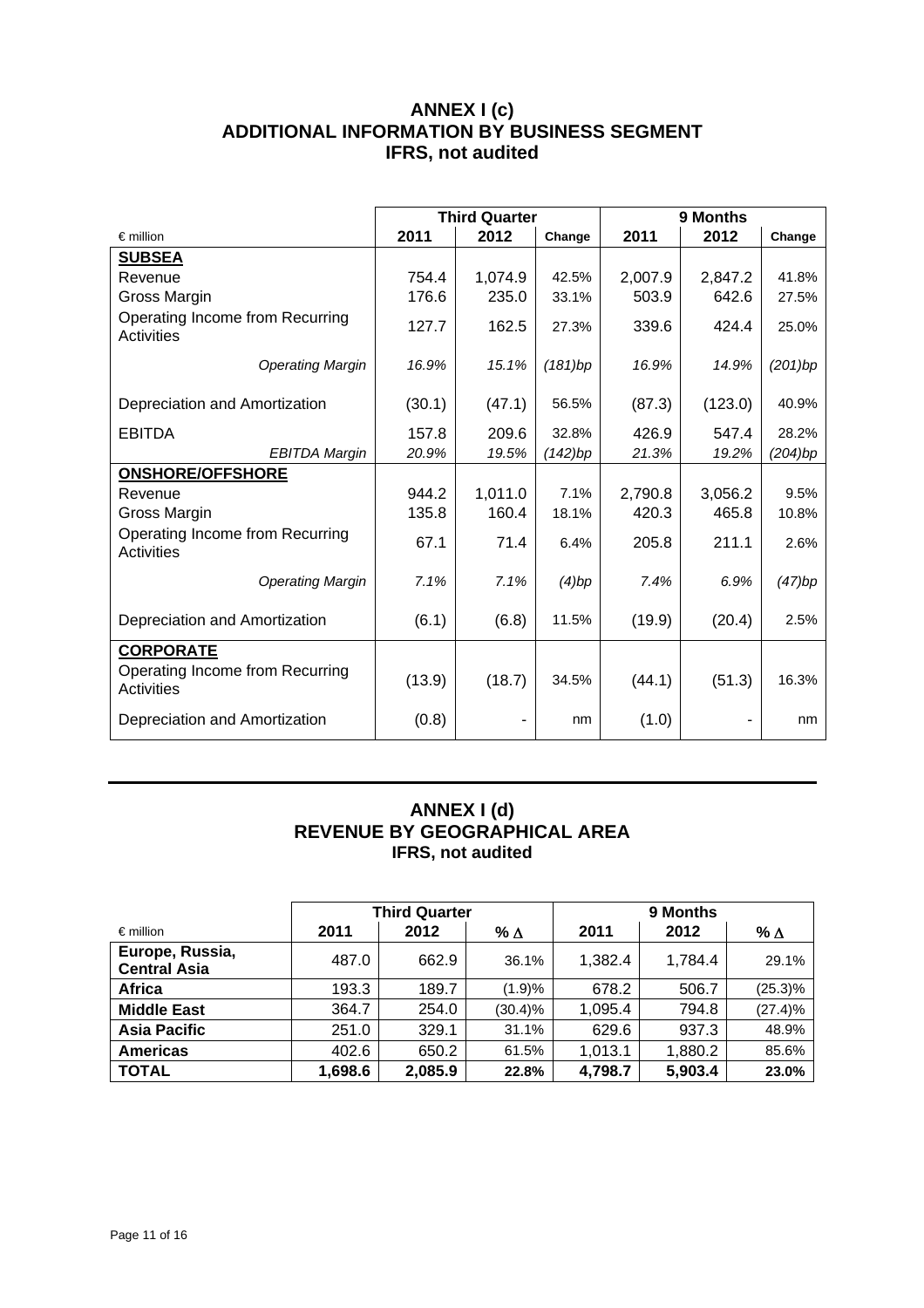## ANNEX I (c)
## ADDITIONAL INFORMATION BY BUSINESS SEGMENT
## IFRS, not audited

| | Third Quarter | | | 9 Months | | |
|---|---|---|---|---|---|---|
| € million | 2011 | 2012 | Change | 2011 | 2012 | Change |
| **SUBSEA** | | | | | | |
| Revenue | 754.4 | 1,074.9 | 42.5% | 2,007.9 | 2,847.2 | 41.8% |
| Gross Margin | 176.6 | 235.0 | 33.1% | 503.9 | 642.6 | 27.5% |
| Operating Income from Recurring Activities | 127.7 | 162.5 | 27.3% | 339.6 | 424.4 | 25.0% |
| *Operating Margin* | *16.9%* | *15.1%* | *(181)bp* | *16.9%* | *14.9%* | *(201)bp* |
| Depreciation and Amortization | (30.1) | (47.1) | 56.5% | (87.3) | (123.0) | 40.9% |
| EBITDA | 157.8 | 209.6 | 32.8% | 426.9 | 547.4 | 28.2% |
| *EBITDA Margin* | *20.9%* | *19.5%* | *(142)bp* | *21.3%* | *19.2%* | *(204)bp* |
| **ONSHORE/OFFSHORE** | | | | | | |
| Revenue | 944.2 | 1,011.0 | 7.1% | 2,790.8 | 3,056.2 | 9.5% |
| Gross Margin | 135.8 | 160.4 | 18.1% | 420.3 | 465.8 | 10.8% |
| Operating Income from Recurring Activities | 67.1 | 71.4 | 6.4% | 205.8 | 211.1 | 2.6% |
| *Operating Margin* | *7.1%* | *7.1%* | *(4)bp* | *7.4%* | *6.9%* | *(47)bp* |
| Depreciation and Amortization | (6.1) | (6.8) | 11.5% | (19.9) | (20.4) | 2.5% |
| **CORPORATE** | | | | | | |
| Operating Income from Recurring Activities | (13.9) | (18.7) | 34.5% | (44.1) | (51.3) | 16.3% |
| Depreciation and Amortization | (0.8) | - | nm | (1.0) | - | nm |

## ANNEX I (d)
## REVENUE BY GEOGRAPHICAL AREA
## IFRS, not audited

| | Third Quarter | | | 9 Months | | |
|---|---|---|---|---|---|---|
| € million | 2011 | 2012 | % Δ | 2011 | 2012 | % Δ |
| **Europe, Russia, Central Asia** | 487.0 | 662.9 | 36.1% | 1,382.4 | 1,784.4 | 29.1% |
| **Africa** | 193.3 | 189.7 | (1.9)% | 678.2 | 506.7 | (25.3)% |
| **Middle East** | 364.7 | 254.0 | (30.4)% | 1,095.4 | 794.8 | (27.4)% |
| **Asia Pacific** | 251.0 | 329.1 | 31.1% | 629.6 | 937.3 | 48.9% |
| **Americas** | 402.6 | 650.2 | 61.5% | 1,013.1 | 1,880.2 | 85.6% |
| **TOTAL** | **1,698.6** | **2,085.9** | **22.8%** | **4,798.7** | **5,903.4** | **23.0%** |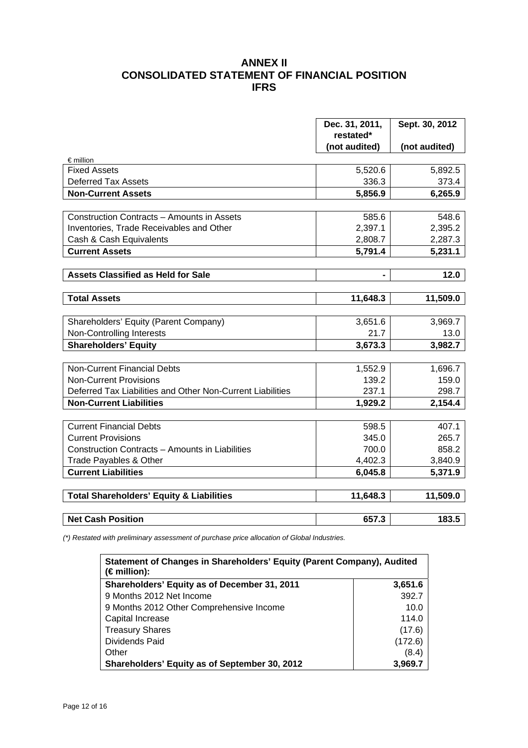# ANNEX II
# CONSOLIDATED STATEMENT OF FINANCIAL POSITION
# IFRS

| € million | Dec. 31, 2011, restated* (not audited) | Sept. 30, 2012 (not audited) |
|---|---|---|
| Fixed Assets | 5,520.6 | 5,892.5 |
| Deferred Tax Assets | 336.3 | 373.4 |
| **Non-Current Assets** | **5,856.9** | **6,265.9** |
| | | |
| Construction Contracts – Amounts in Assets | 585.6 | 548.6 |
| Inventories, Trade Receivables and Other | 2,397.1 | 2,395.2 |
| Cash & Cash Equivalents | 2,808.7 | 2,287.3 |
| **Current Assets** | **5,791.4** | **5,231.1** |
| | | |
| **Assets Classified as Held for Sale** | **-** | **12.0** |
| | | |
| **Total Assets** | **11,648.3** | **11,509.0** |
| | | |
| Shareholders' Equity (Parent Company) | 3,651.6 | 3,969.7 |
| Non-Controlling Interests | 21.7 | 13.0 |
| **Shareholders' Equity** | **3,673.3** | **3,982.7** |
| | | |
| Non-Current Financial Debts | 1,552.9 | 1,696.7 |
| Non-Current Provisions | 139.2 | 159.0 |
| Deferred Tax Liabilities and Other Non-Current Liabilities | 237.1 | 298.7 |
| **Non-Current Liabilities** | **1,929.2** | **2,154.4** |
| | | |
| Current Financial Debts | 598.5 | 407.1 |
| Current Provisions | 345.0 | 265.7 |
| Construction Contracts – Amounts in Liabilities | 700.0 | 858.2 |
| Trade Payables & Other | 4,402.3 | 3,840.9 |
| **Current Liabilities** | **6,045.8** | **5,371.9** |
| | | |
| **Total Shareholders' Equity & Liabilities** | **11,648.3** | **11,509.0** |
| | | |
| **Net Cash Position** | **657.3** | **183.5** |

*(\*) Restated with preliminary assessment of purchase price allocation of Global Industries.*

| Statement of Changes in Shareholders' Equity (Parent Company), Audited (€ million): | |
|---|---|
| **Shareholders' Equity as of December 31, 2011** | **3,651.6** |
| 9 Months 2012 Net Income | 392.7 |
| 9 Months 2012 Other Comprehensive Income | 10.0 |
| Capital Increase | 114.0 |
| Treasury Shares | (17.6) |
| Dividends Paid | (172.6) |
| Other | (8.4) |
| **Shareholders' Equity as of September 30, 2012** | **3,969.7** |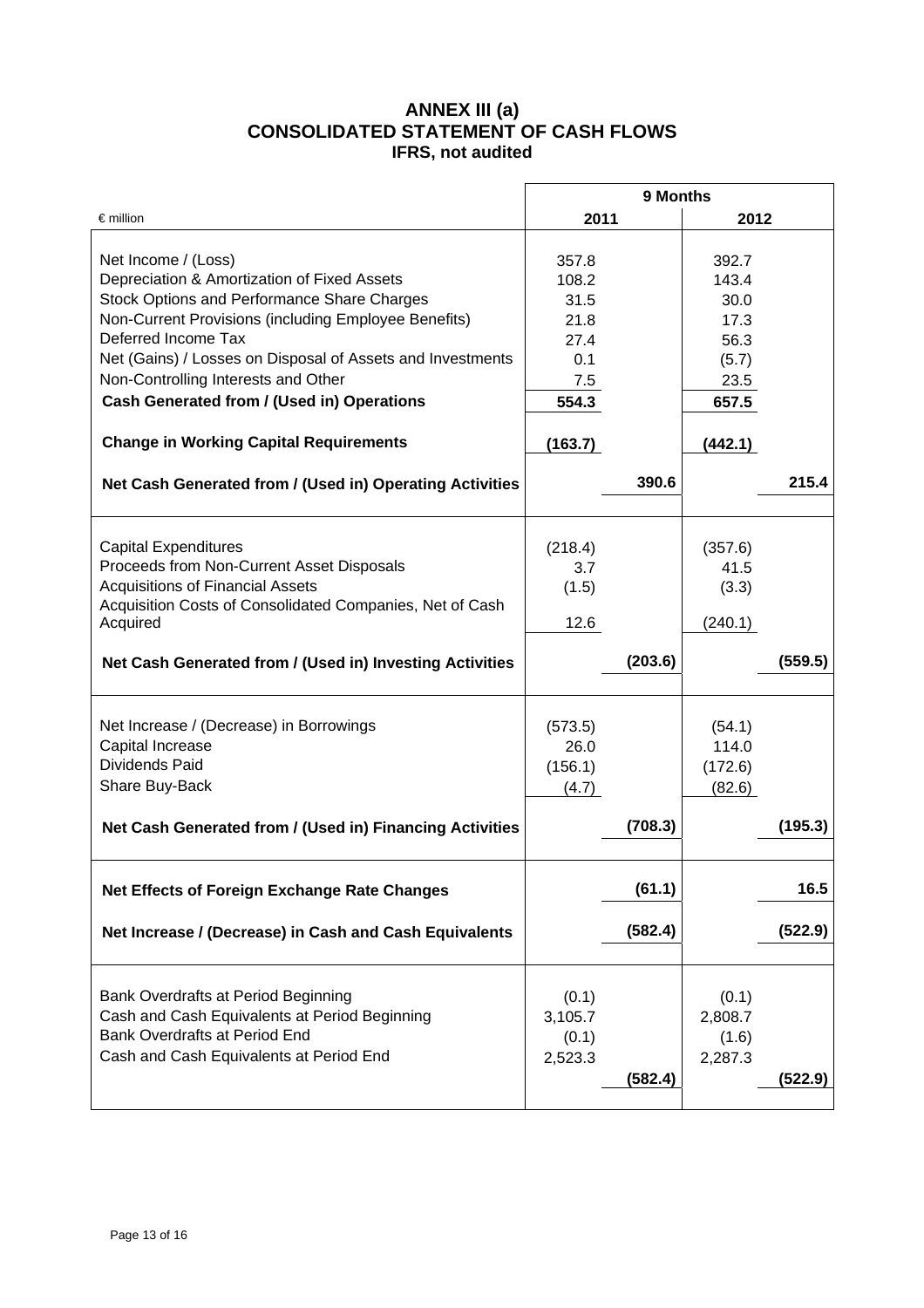# ANNEX III (a)
## CONSOLIDATED STATEMENT OF CASH FLOWS
### IFRS, not audited

| € million | 9 Months 2011 | | 9 Months 2012 | |
|---|---|---|---|---|
| Net Income / (Loss) | 357.8 | | 392.7 | |
| Depreciation & Amortization of Fixed Assets | 108.2 | | 143.4 | |
| Stock Options and Performance Share Charges | 31.5 | | 30.0 | |
| Non-Current Provisions (including Employee Benefits) | 21.8 | | 17.3 | |
| Deferred Income Tax | 27.4 | | 56.3 | |
| Net (Gains) / Losses on Disposal of Assets and Investments | 0.1 | | (5.7) | |
| Non-Controlling Interests and Other | 7.5 | | 23.5 | |
| **Cash Generated from / (Used in) Operations** | **554.3** | | **657.5** | |
| **Change in Working Capital Requirements** | **(163.7)** | | **(442.1)** | |
| **Net Cash Generated from / (Used in) Operating Activities** | | **390.6** | | **215.4** |
| Capital Expenditures | (218.4) | | (357.6) | |
| Proceeds from Non-Current Asset Disposals | 3.7 | | 41.5 | |
| Acquisitions of Financial Assets | (1.5) | | (3.3) | |
| Acquisition Costs of Consolidated Companies, Net of Cash Acquired | 12.6 | | (240.1) | |
| **Net Cash Generated from / (Used in) Investing Activities** | | **(203.6)** | | **(559.5)** |
| Net Increase / (Decrease) in Borrowings | (573.5) | | (54.1) | |
| Capital Increase | 26.0 | | 114.0 | |
| Dividends Paid | (156.1) | | (172.6) | |
| Share Buy-Back | (4.7) | | (82.6) | |
| **Net Cash Generated from / (Used in) Financing Activities** | | **(708.3)** | | **(195.3)** |
| **Net Effects of Foreign Exchange Rate Changes** | | **(61.1)** | | **16.5** |
| **Net Increase / (Decrease) in Cash and Cash Equivalents** | | **(582.4)** | | **(522.9)** |
| Bank Overdrafts at Period Beginning | (0.1) | | (0.1) | |
| Cash and Cash Equivalents at Period Beginning | 3,105.7 | | 2,808.7 | |
| Bank Overdrafts at Period End | (0.1) | | (1.6) | |
| Cash and Cash Equivalents at Period End | 2,523.3 | | 2,287.3 | |
| | | **(582.4)** | | **(522.9)** |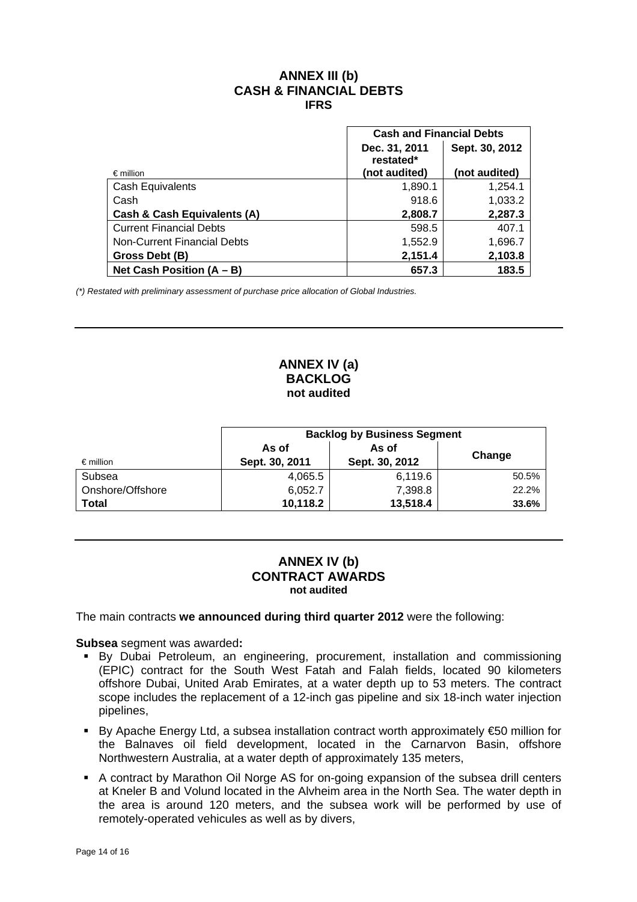# ANNEX III (b)
## CASH & FINANCIAL DEBTS
### IFRS

| € million | Cash and Financial Debts | |
|---|---|---|
| | Dec. 31, 2011 restated* (not audited) | Sept. 30, 2012 (not audited) |
| Cash Equivalents | 1,890.1 | 1,254.1 |
| Cash | 918.6 | 1,033.2 |
| **Cash & Cash Equivalents (A)** | **2,808.7** | **2,287.3** |
| Current Financial Debts | 598.5 | 407.1 |
| Non-Current Financial Debts | 1,552.9 | 1,696.7 |
| **Gross Debt (B)** | **2,151.4** | **2,103.8** |
| **Net Cash Position (A – B)** | **657.3** | **183.5** |

*(\*) Restated with preliminary assessment of purchase price allocation of Global Industries.*

---

# ANNEX IV (a)
## BACKLOG
### not audited

| € million | Backlog by Business Segment | | |
|---|---|---|---|
| | As of Sept. 30, 2011 | As of Sept. 30, 2012 | Change |
| Subsea | 4,065.5 | 6,119.6 | 50.5% |
| Onshore/Offshore | 6,052.7 | 7,398.8 | 22.2% |
| **Total** | **10,118.2** | **13,518.4** | **33.6%** |

---

# ANNEX IV (b)
## CONTRACT AWARDS
### not audited

The main contracts **we announced during third quarter 2012** were the following:

**Subsea** segment was awarded**:**

- By Dubai Petroleum, an engineering, procurement, installation and commissioning (EPIC) contract for the South West Fatah and Falah fields, located 90 kilometers offshore Dubai, United Arab Emirates, at a water depth up to 53 meters. The contract scope includes the replacement of a 12-inch gas pipeline and six 18-inch water injection pipelines,
- By Apache Energy Ltd, a subsea installation contract worth approximately €50 million for the Balnaves oil field development, located in the Carnarvon Basin, offshore Northwestern Australia, at a water depth of approximately 135 meters,
- A contract by Marathon Oil Norge AS for on-going expansion of the subsea drill centers at Kneler B and Volund located in the Alvheim area in the North Sea. The water depth in the area is around 120 meters, and the subsea work will be performed by use of remotely-operated vehicules as well as by divers,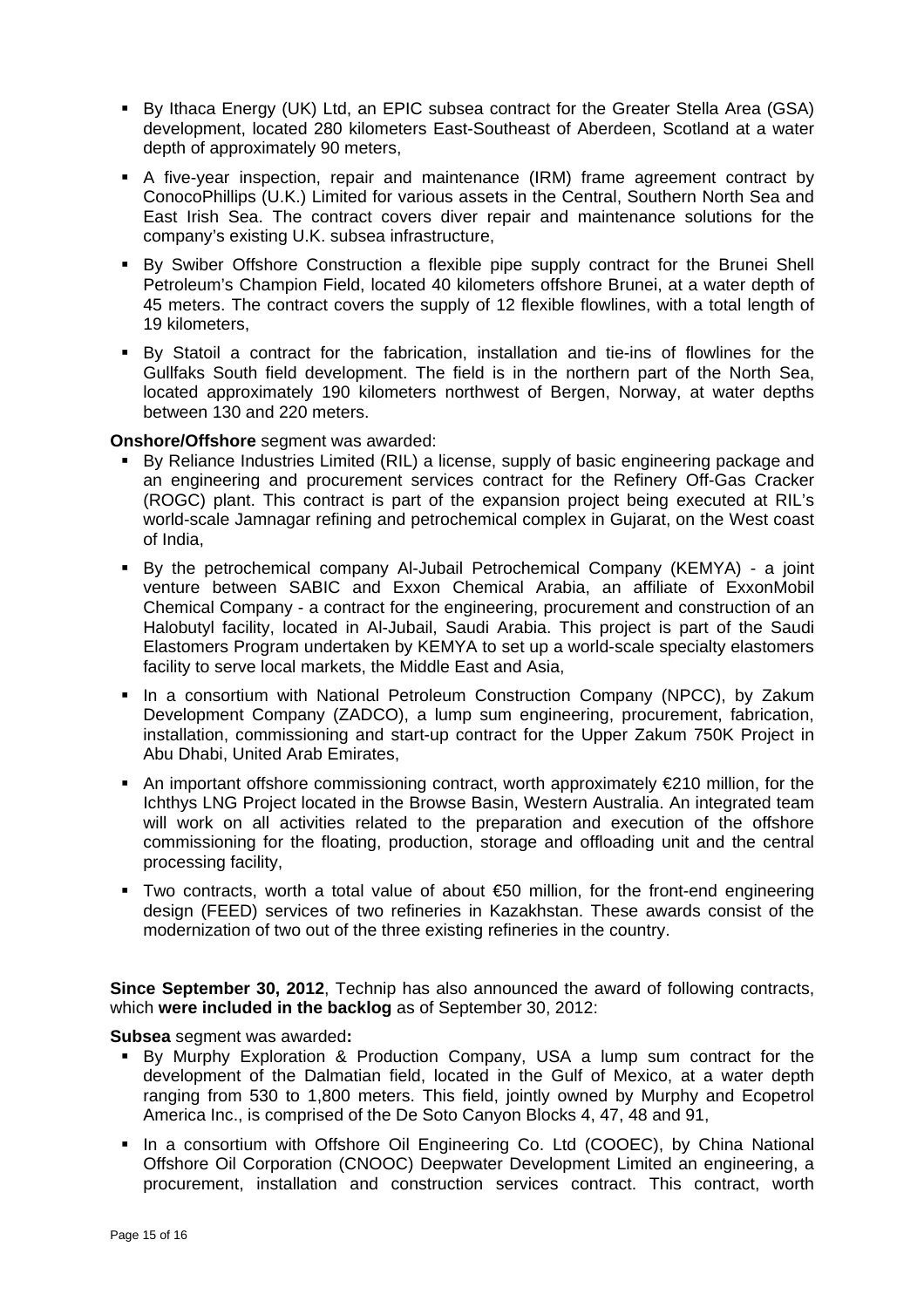- By Ithaca Energy (UK) Ltd, an EPIC subsea contract for the Greater Stella Area (GSA) development, located 280 kilometers East-Southeast of Aberdeen, Scotland at a water depth of approximately 90 meters,
- A five-year inspection, repair and maintenance (IRM) frame agreement contract by ConocoPhillips (U.K.) Limited for various assets in the Central, Southern North Sea and East Irish Sea. The contract covers diver repair and maintenance solutions for the company's existing U.K. subsea infrastructure,
- By Swiber Offshore Construction a flexible pipe supply contract for the Brunei Shell Petroleum's Champion Field, located 40 kilometers offshore Brunei, at a water depth of 45 meters. The contract covers the supply of 12 flexible flowlines, with a total length of 19 kilometers,
- By Statoil a contract for the fabrication, installation and tie-ins of flowlines for the Gullfaks South field development. The field is in the northern part of the North Sea, located approximately 190 kilometers northwest of Bergen, Norway, at water depths between 130 and 220 meters.

**Onshore/Offshore** segment was awarded:

- By Reliance Industries Limited (RIL) a license, supply of basic engineering package and an engineering and procurement services contract for the Refinery Off-Gas Cracker (ROGC) plant. This contract is part of the expansion project being executed at RIL's world-scale Jamnagar refining and petrochemical complex in Gujarat, on the West coast of India,
- By the petrochemical company Al-Jubail Petrochemical Company (KEMYA) - a joint venture between SABIC and Exxon Chemical Arabia, an affiliate of ExxonMobil Chemical Company - a contract for the engineering, procurement and construction of an Halobutyl facility, located in Al-Jubail, Saudi Arabia. This project is part of the Saudi Elastomers Program undertaken by KEMYA to set up a world-scale specialty elastomers facility to serve local markets, the Middle East and Asia,
- In a consortium with National Petroleum Construction Company (NPCC), by Zakum Development Company (ZADCO), a lump sum engineering, procurement, fabrication, installation, commissioning and start-up contract for the Upper Zakum 750K Project in Abu Dhabi, United Arab Emirates,
- An important offshore commissioning contract, worth approximately €210 million, for the Ichthys LNG Project located in the Browse Basin, Western Australia. An integrated team will work on all activities related to the preparation and execution of the offshore commissioning for the floating, production, storage and offloading unit and the central processing facility,
- Two contracts, worth a total value of about €50 million, for the front-end engineering design (FEED) services of two refineries in Kazakhstan. These awards consist of the modernization of two out of the three existing refineries in the country.

**Since September 30, 2012**, Technip has also announced the award of following contracts, which **were included in the backlog** as of September 30, 2012:

**Subsea** segment was awarded**:**

- By Murphy Exploration & Production Company, USA a lump sum contract for the development of the Dalmatian field, located in the Gulf of Mexico, at a water depth ranging from 530 to 1,800 meters. This field, jointly owned by Murphy and Ecopetrol America Inc., is comprised of the De Soto Canyon Blocks 4, 47, 48 and 91,
- In a consortium with Offshore Oil Engineering Co. Ltd (COOEC), by China National Offshore Oil Corporation (CNOOC) Deepwater Development Limited an engineering, a procurement, installation and construction services contract. This contract, worth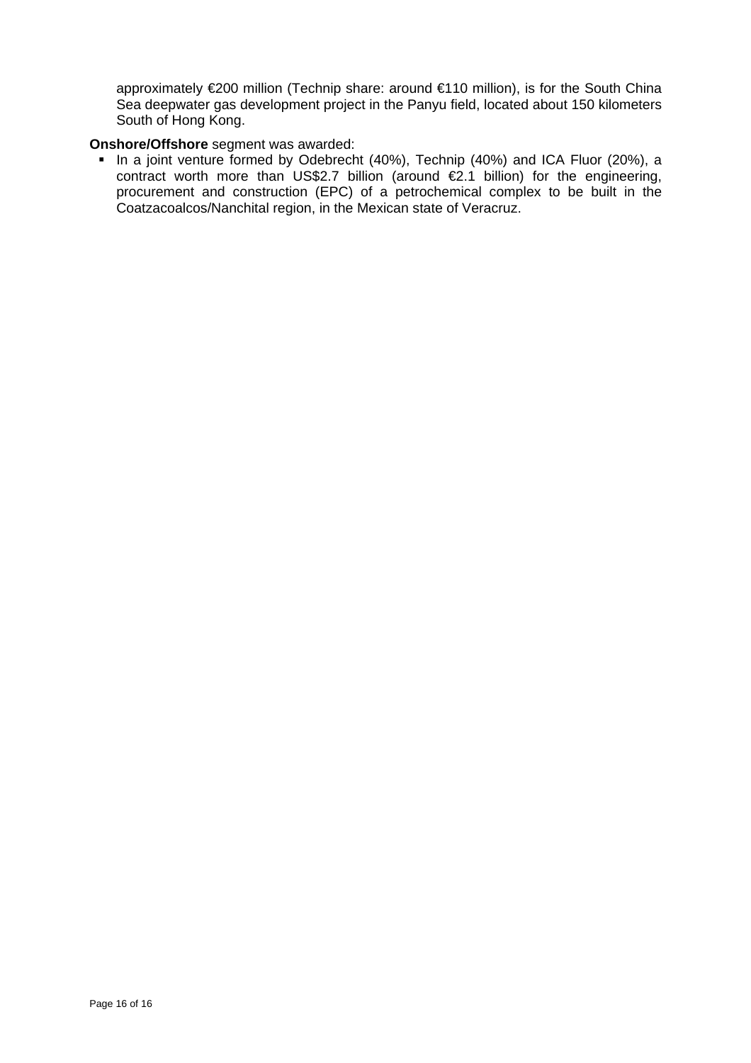approximately €200 million (Technip share: around €110 million), is for the South China Sea deepwater gas development project in the Panyu field, located about 150 kilometers South of Hong Kong.

**Onshore/Offshore** segment was awarded:

- In a joint venture formed by Odebrecht (40%), Technip (40%) and ICA Fluor (20%), a contract worth more than US$2.7 billion (around €2.1 billion) for the engineering, procurement and construction (EPC) of a petrochemical complex to be built in the Coatzacoalcos/Nanchital region, in the Mexican state of Veracruz.